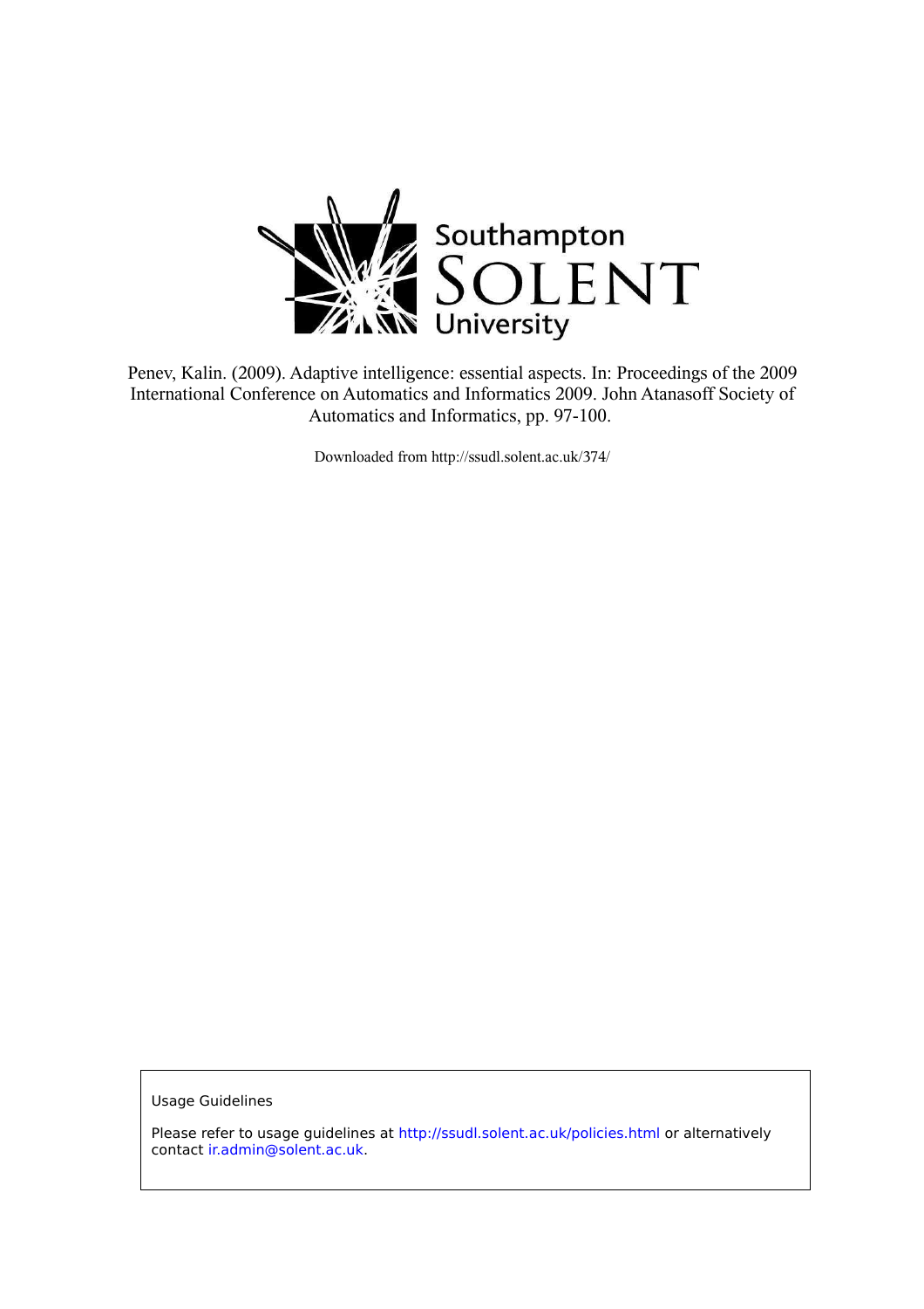Southampton SOLENT University

Penev, Kalin. (2009). Adaptive intelligence: essential aspects. In: Proceedings of the 2009 International Conference on Automatics and Informatics 2009. John Atanasoff Society of Automatics and Informatics, pp. 97-100.

Downloaded from http://ssudl.solent.ac.uk/374/

Usage Guidelines

Please refer to usage guidelines at http://ssudl.solent.ac.uk/policies.html or alternatively contact ir.admin@solent.ac.uk.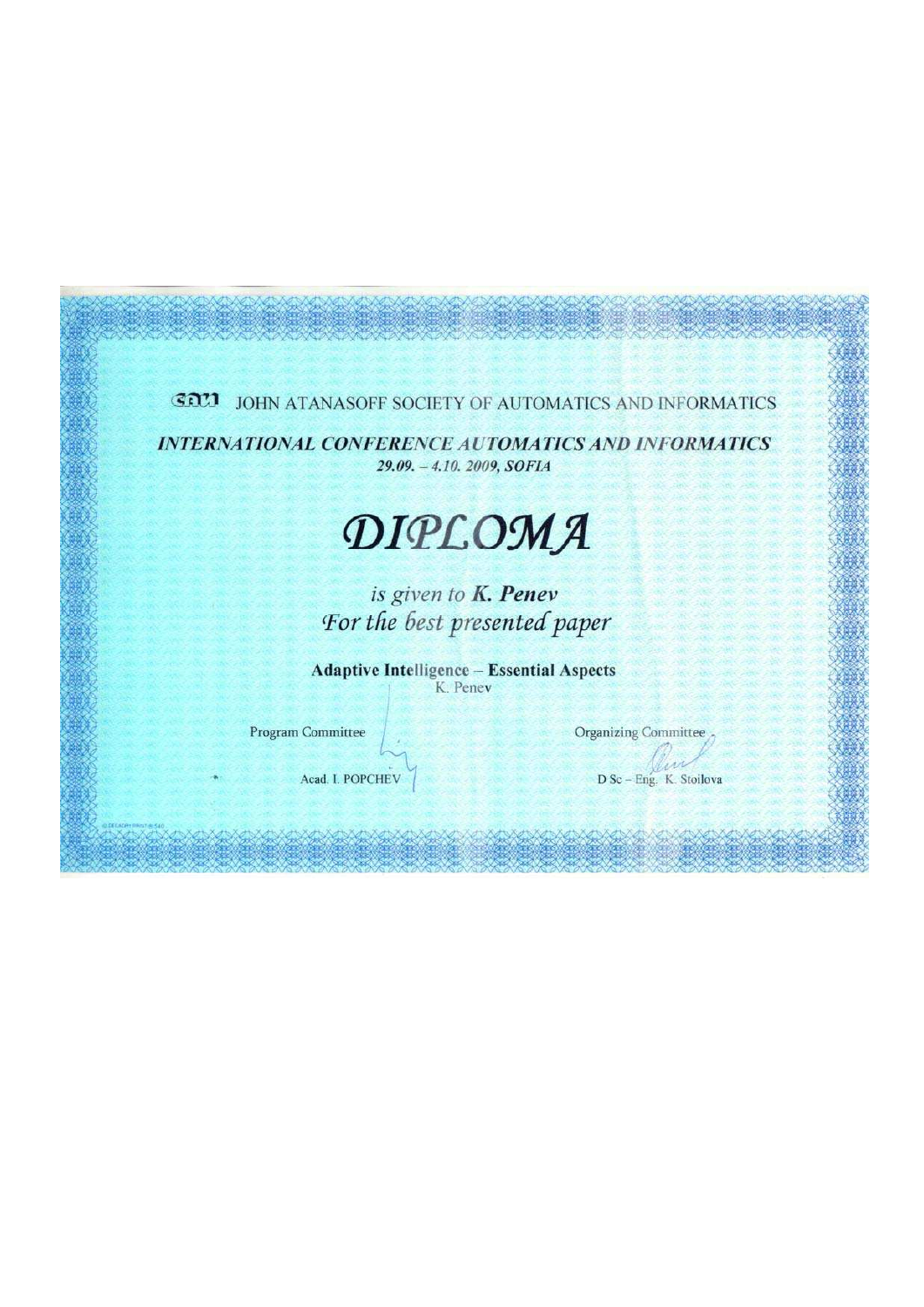САИ JOHN ATANASOFF SOCIETY OF AUTOMATICS AND INFORMATICS

***INTERNATIONAL CONFERENCE AUTOMATICS AND INFORMATICS***

***29.09. – 4.10. 2009, SOFIA***

# *DIPLOMA*

*is given to **K. Penev***

*For the best presented paper*

**Adaptive Intelligence – Essential Aspects**

K. Penev

Program Committee

Acad. I. POPCHEV

Organizing Committee

D Sc – Eng. K. Stoilova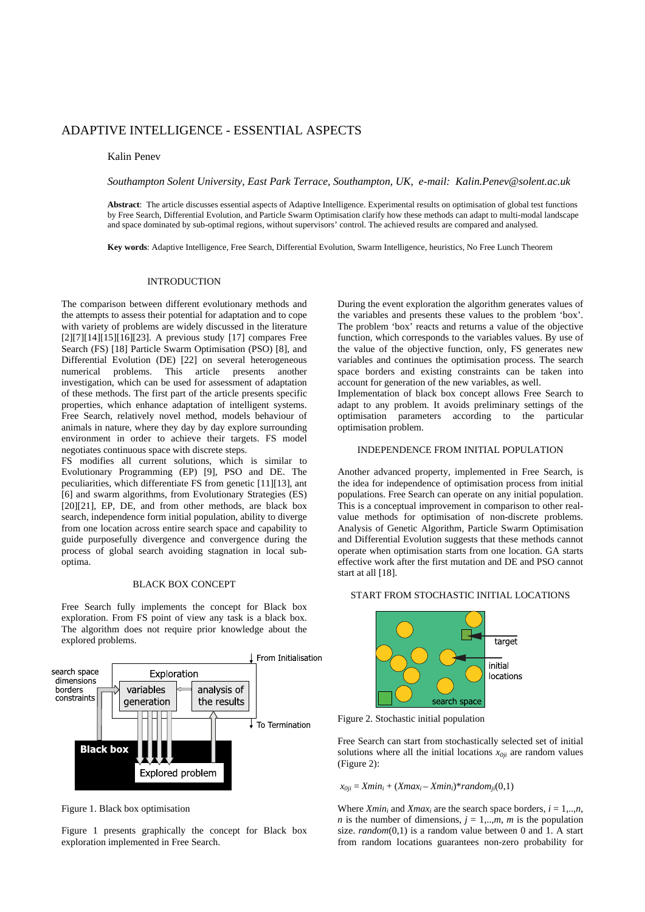# ADAPTIVE INTELLIGENCE - ESSENTIAL ASPECTS

Kalin Penev

*Southampton Solent University, East Park Terrace, Southampton, UK, e-mail: Kalin.Penev@solent.ac.uk*

**Abstract**: The article discusses essential aspects of Adaptive Intelligence. Experimental results on optimisation of global test functions by Free Search, Differential Evolution, and Particle Swarm Optimisation clarify how these methods can adapt to multi-modal landscape and space dominated by sub-optimal regions, without supervisors' control. The achieved results are compared and analysed.

**Key words**: Adaptive Intelligence, Free Search, Differential Evolution, Swarm Intelligence, heuristics, No Free Lunch Theorem

## INTRODUCTION

The comparison between different evolutionary methods and the attempts to assess their potential for adaptation and to cope with variety of problems are widely discussed in the literature [2][7][14][15][16][23]. A previous study [17] compares Free Search (FS) [18] Particle Swarm Optimisation (PSO) [8], and Differential Evolution (DE) [22] on several heterogeneous numerical problems. This article presents another investigation, which can be used for assessment of adaptation of these methods. The first part of the article presents specific properties, which enhance adaptation of intelligent systems. Free Search, relatively novel method, models behaviour of animals in nature, where they day by day explore surrounding environment in order to achieve their targets. FS model negotiates continuous space with discrete steps.

FS modifies all current solutions, which is similar to Evolutionary Programming (EP) [9], PSO and DE. The peculiarities, which differentiate FS from genetic [11][13], ant [6] and swarm algorithms, from Evolutionary Strategies (ES) [20][21], EP, DE, and from other methods, are black box search, independence form initial population, ability to diverge from one location across entire search space and capability to guide purposefully divergence and convergence during the process of global search avoiding stagnation in local sub-optima.

## BLACK BOX CONCEPT

Free Search fully implements the concept for Black box exploration. From FS point of view any task is a black box. The algorithm does not require prior knowledge about the explored problems.

Figure 1. Black box optimisation

Figure 1 presents graphically the concept for Black box exploration implemented in Free Search.

During the event exploration the algorithm generates values of the variables and presents these values to the problem 'box'. The problem 'box' reacts and returns a value of the objective function, which corresponds to the variables values. By use of the value of the objective function, only, FS generates new variables and continues the optimisation process. The search space borders and existing constraints can be taken into account for generation of the new variables, as well.

Implementation of black box concept allows Free Search to adapt to any problem. It avoids preliminary settings of the optimisation parameters according to the particular optimisation problem.

## INDEPENDENCE FROM INITIAL POPULATION

Another advanced property, implemented in Free Search, is the idea for independence of optimisation process from initial populations. Free Search can operate on any initial population. This is a conceptual improvement in comparison to other real-value methods for optimisation of non-discrete problems. Analysis of Genetic Algorithm, Particle Swarm Optimisation and Differential Evolution suggests that these methods cannot operate when optimisation starts from one location. GA starts effective work after the first mutation and DE and PSO cannot start at all [18].

## START FROM STOCHASTIC INITIAL LOCATIONS

Figure 2. Stochastic initial population

Free Search can start from stochastically selected set of initial solutions where all the initial locations $x_{0ji}$ are random values (Figure 2):

$$x_{0ji} = Xmin_i + (Xmax_i - Xmin_i)*random_{ji}(0,1)$$

Where $Xmin_i$ and $Xmax_i$ are the search space borders, $i = 1,..,n$, $n$ is the number of dimensions, $j = 1,..,m$, $m$ is the population size. $random(0,1)$ is a random value between 0 and 1. A start from random locations guarantees non-zero probability for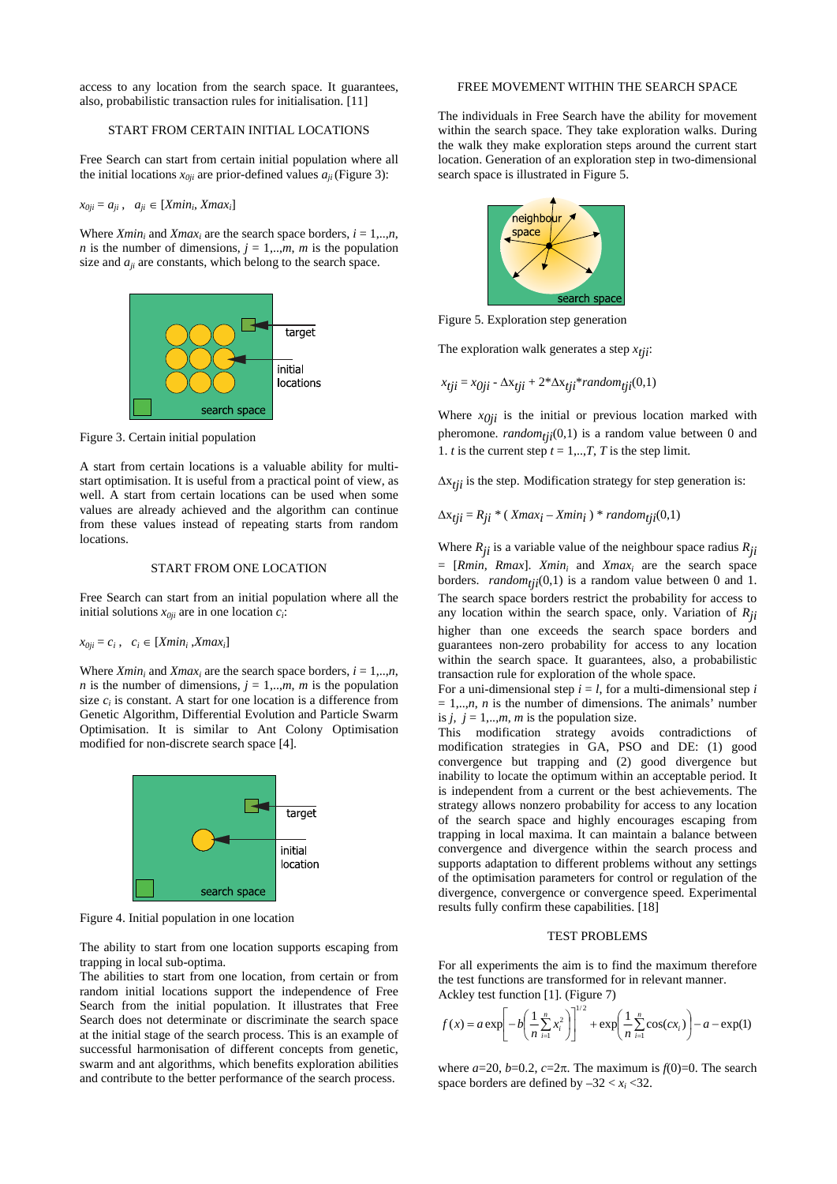access to any location from the search space. It guarantees, also, probabilistic transaction rules for initialisation. [11]

### START FROM CERTAIN INITIAL LOCATIONS

Free Search can start from certain initial population where all the initial locations $x_{0ji}$ are prior-defined values $a_{ji}$ (Figure 3):

$$x_{0ji} = a_{ji}\,, \quad a_{ji} \in [Xmin_i, Xmax_i]$$

Where $Xmin_i$ and $Xmax_i$ are the search space borders, $i = 1,..,n$, $n$ is the number of dimensions, $j = 1,..,m$, $m$ is the population size and $a_{ji}$ are constants, which belong to the search space.

Figure 3. Certain initial population

A start from certain locations is a valuable ability for multi-start optimisation. It is useful from a practical point of view, as well. A start from certain locations can be used when some values are already achieved and the algorithm can continue from these values instead of repeating starts from random locations.

### START FROM ONE LOCATION

Free Search can start from an initial population where all the initial solutions $x_{0ji}$ are in one location $c_i$:

$$x_{0ji} = c_i\,, \quad c_i \in [Xmin_i, Xmax_i]$$

Where $Xmin_i$ and $Xmax_i$ are the search space borders, $i = 1,..,n$, $n$ is the number of dimensions, $j = 1,..,m$, $m$ is the population size $c_i$ is constant. A start for one location is a difference from Genetic Algorithm, Differential Evolution and Particle Swarm Optimisation. It is similar to Ant Colony Optimisation modified for non-discrete search space [4].

Figure 4. Initial population in one location

The ability to start from one location supports escaping from trapping in local sub-optima.

The abilities to start from one location, from certain or from random initial locations support the independence of Free Search from the initial population. It illustrates that Free Search does not determinate or discriminate the search space at the initial stage of the search process. This is an example of successful harmonisation of different concepts from genetic, swarm and ant algorithms, which benefits exploration abilities and contribute to the better performance of the search process.

### FREE MOVEMENT WITHIN THE SEARCH SPACE

The individuals in Free Search have the ability for movement within the search space. They take exploration walks. During the walk they make exploration steps around the current start location. Generation of an exploration step in two-dimensional search space is illustrated in Figure 5.

Figure 5. Exploration step generation

The exploration walk generates a step $x_{tji}$:

$$x_{tji} = x_{0ji} - \Delta x_{tji} + 2 * \Delta x_{tji} * random_{tji}(0,1)$$

Where $x_{0ji}$ is the initial or previous location marked with pheromone. $random_{tji}(0,1)$ is a random value between 0 and 1. $t$ is the current step $t = 1,..,T$, $T$ is the step limit.

$\Delta x_{tji}$ is the step. Modification strategy for step generation is:

$$\Delta x_{tji} = R_{ji} * (\, Xmax_i - Xmin_i \,) * random_{tji}(0,1)$$

Where $R_{ji}$ is a variable value of the neighbour space radius $R_{ji}$ = [$Rmin$, $Rmax$]. $Xmin_i$ and $Xmax_i$ are the search space borders. $random_{tji}(0,1)$ is a random value between 0 and 1. The search space borders restrict the probability for access to any location within the search space, only. Variation of $R_{ji}$ higher than one exceeds the search space borders and guarantees non-zero probability for access to any location within the search space. It guarantees, also, a probabilistic transaction rule for exploration of the whole space.

For a uni-dimensional step $i = l$, for a multi-dimensional step $i = 1,..,n$, $n$ is the number of dimensions. The animals' number is $j$, $j = 1,..,m$, $m$ is the population size.

This modification strategy avoids contradictions of modification strategies in GA, PSO and DE: (1) good convergence but trapping and (2) good divergence but inability to locate the optimum within an acceptable period. It is independent from a current or the best achievements. The strategy allows nonzero probability for access to any location of the search space and highly encourages escaping from trapping in local maxima. It can maintain a balance between convergence and divergence within the search process and supports adaptation to different problems without any settings of the optimisation parameters for control or regulation of the divergence, convergence or convergence speed. Experimental results fully confirm these capabilities. [18]

### TEST PROBLEMS

For all experiments the aim is to find the maximum therefore the test functions are transformed for in relevant manner.

Ackley test function [1]. (Figure 7)

$$f(x) = a \exp\left[-b\left(\frac{1}{n}\sum_{i=1}^{n} x_i^2\right)\right]^{1/2} + \exp\left(\frac{1}{n}\sum_{i=1}^{n}\cos(cx_i)\right) - a - \exp(1)$$

where $a$=20, $b$=0.2, $c$=2π. The maximum is $f$(0)=0. The search space borders are defined by $-32 < x_i < 32$.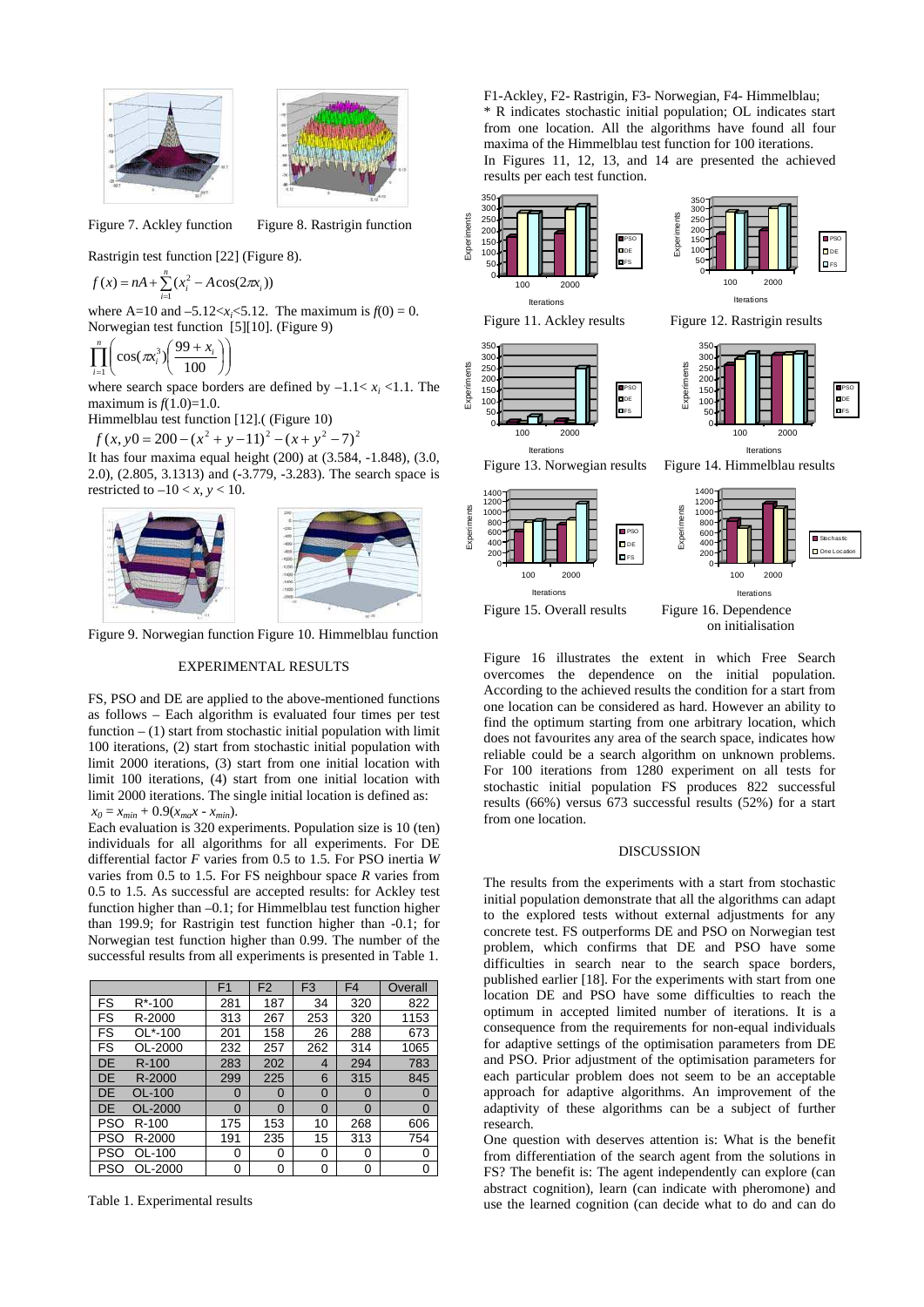Figure 7. Ackley function

Figure 8. Rastrigin function

Rastrigin test function [22] (Figure 8).

$$f(x) = nA + \sum_{i=1}^{n}(x_i^2 - A\cos(2\pi x_i))$$

where A=10 and $-5.12<x_i<5.12$. The maximum is $f(0) = 0$.
Norwegian test function [5][10]. (Figure 9)

$$\prod_{i=1}^{n}\left(\cos(\pi x_i^3)\left(\frac{99+x_i}{100}\right)\right)$$

where search space borders are defined by $-1.1< x_i <1.1$. The maximum is $f(1.0)=1.0$.
Himmelblau test function [12].( (Figure 10)

$$f(x,y0 = 200-(x^2+y-11)^2-(x+y^2-7)^2$$

It has four maxima equal height (200) at (3.584, -1.848), (3.0, 2.0), (2.805, 3.1313) and (-3.779, -3.283). The search space is restricted to $-10 < x, y < 10$.

Figure 9. Norwegian function Figure 10. Himmelblau function

## EXPERIMENTAL RESULTS

FS, PSO and DE are applied to the above-mentioned functions as follows – Each algorithm is evaluated four times per test function – (1) start from stochastic initial population with limit 100 iterations, (2) start from stochastic initial population with limit 2000 iterations, (3) start from one initial location with limit 100 iterations, (4) start from one initial location with limit 2000 iterations. The single initial location is defined as: $x_0 = x_{min} + 0.9(x_{max} - x_{min})$.
Each evaluation is 320 experiments. Population size is 10 (ten) individuals for all algorithms for all experiments. For DE differential factor *F* varies from 0.5 to 1.5. For PSO inertia *W* varies from 0.5 to 1.5. For FS neighbour space *R* varies from 0.5 to 1.5. As successful are accepted results: for Ackley test function higher than –0.1; for Himmelblau test function higher than 199.9; for Rastrigin test function higher than -0.1; for Norwegian test function higher than 0.99. The number of the successful results from all experiments is presented in Table 1.

| | | F1 | F2 | F3 | F4 | Overall |
|---|---|---|---|---|---|---|
| FS | R*-100 | 281 | 187 | 34 | 320 | 822 |
| FS | R-2000 | 313 | 267 | 253 | 320 | 1153 |
| FS | OL*-100 | 201 | 158 | 26 | 288 | 673 |
| FS | OL-2000 | 232 | 257 | 262 | 314 | 1065 |
| DE | R-100 | 283 | 202 | 4 | 294 | 783 |
| DE | R-2000 | 299 | 225 | 6 | 315 | 845 |
| DE | OL-100 | 0 | 0 | 0 | 0 | 0 |
| DE | OL-2000 | 0 | 0 | 0 | 0 | 0 |
| PSO | R-100 | 175 | 153 | 10 | 268 | 606 |
| PSO | R-2000 | 191 | 235 | 15 | 313 | 754 |
| PSO | OL-100 | 0 | 0 | 0 | 0 | 0 |
| PSO | OL-2000 | 0 | 0 | 0 | 0 | 0 |

Table 1. Experimental results

F1-Ackley, F2- Rastrigin, F3- Norwegian, F4- Himmelblau;
\* R indicates stochastic initial population; OL indicates start from one location. All the algorithms have found all four maxima of the Himmelblau test function for 100 iterations.
In Figures 11, 12, 13, and 14 are presented the achieved results per each test function.

Figure 11. Ackley results

Figure 12. Rastrigin results

Figure 13. Norwegian results

Figure 14. Himmelblau results

Figure 15. Overall results

Figure 16. Dependence on initialisation

Figure 16 illustrates the extent in which Free Search overcomes the dependence on the initial population. According to the achieved results the condition for a start from one location can be considered as hard. However an ability to find the optimum starting from one arbitrary location, which does not favourites any area of the search space, indicates how reliable could be a search algorithm on unknown problems. For 100 iterations from 1280 experiment on all tests for stochastic initial population FS produces 822 successful results (66%) versus 673 successful results (52%) for a start from one location.

## DISCUSSION

The results from the experiments with a start from stochastic initial population demonstrate that all the algorithms can adapt to the explored tests without external adjustments for any concrete test. FS outperforms DE and PSO on Norwegian test problem, which confirms that DE and PSO have some difficulties in search near to the search space borders, published earlier [18]. For the experiments with start from one location DE and PSO have some difficulties to reach the optimum in accepted limited number of iterations. It is a consequence from the requirements for non-equal individuals for adaptive settings of the optimisation parameters from DE and PSO. Prior adjustment of the optimisation parameters for each particular problem does not seem to be an acceptable approach for adaptive algorithms. An improvement of the adaptivity of these algorithms can be a subject of further research.
One question with deserves attention is: What is the benefit from differentiation of the search agent from the solutions in FS? The benefit is: The agent independently can explore (can abstract cognition), learn (can indicate with pheromone) and use the learned cognition (can decide what to do and can do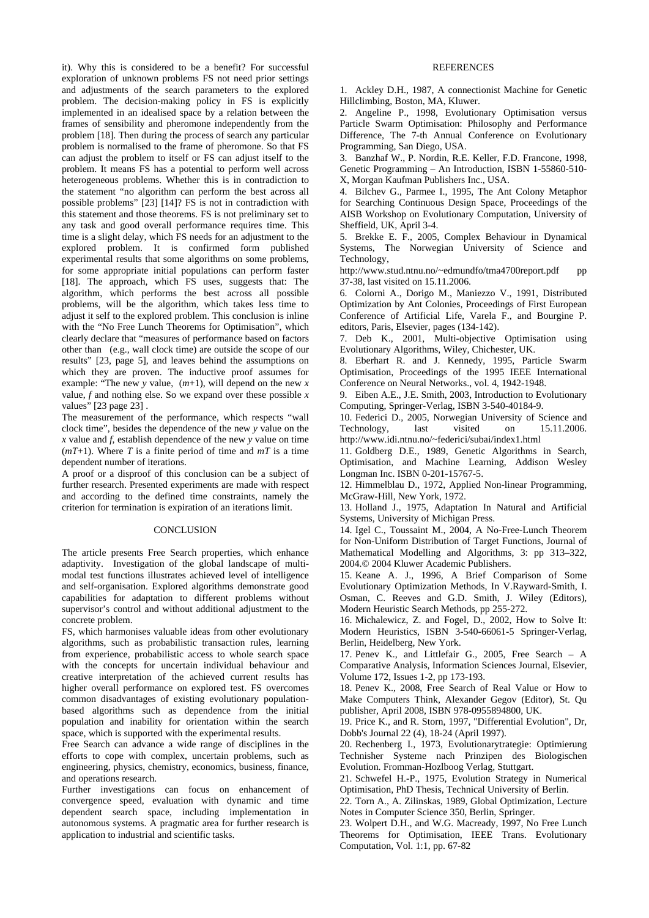it). Why this is considered to be a benefit? For successful exploration of unknown problems FS not need prior settings and adjustments of the search parameters to the explored problem. The decision-making policy in FS is explicitly implemented in an idealised space by a relation between the frames of sensibility and pheromone independently from the problem [18]. Then during the process of search any particular problem is normalised to the frame of pheromone. So that FS can adjust the problem to itself or FS can adjust itself to the problem. It means FS has a potential to perform well across heterogeneous problems. Whether this is in contradiction to the statement "no algorithm can perform the best across all possible problems" [23] [14]? FS is not in contradiction with this statement and those theorems. FS is not preliminary set to any task and good overall performance requires time. This time is a slight delay, which FS needs for an adjustment to the explored problem. It is confirmed form published experimental results that some algorithms on some problems, for some appropriate initial populations can perform faster [18]. The approach, which FS uses, suggests that: The algorithm, which performs the best across all possible problems, will be the algorithm, which takes less time to adjust it self to the explored problem. This conclusion is inline with the "No Free Lunch Theorems for Optimisation", which clearly declare that "measures of performance based on factors other than (e.g., wall clock time) are outside the scope of our results" [23, page 5], and leaves behind the assumptions on which they are proven. The inductive proof assumes for example: "The new *y* value, $(m+1)$, will depend on the new *x* value, *f* and nothing else. So we expand over these possible *x* values" [23 page 23] .

The measurement of the performance, which respects "wall clock time", besides the dependence of the new *y* value on the *x* value and *f*, establish dependence of the new *y* value on time $(mT+1)$. Where *T* is a finite period of time and *mT* is a time dependent number of iterations.

A proof or a disproof of this conclusion can be a subject of further research. Presented experiments are made with respect and according to the defined time constraints, namely the criterion for termination is expiration of an iterations limit.

## CONCLUSION

The article presents Free Search properties, which enhance adaptivity. Investigation of the global landscape of multi-modal test functions illustrates achieved level of intelligence and self-organisation. Explored algorithms demonstrate good capabilities for adaptation to different problems without supervisor's control and without additional adjustment to the concrete problem.

FS, which harmonises valuable ideas from other evolutionary algorithms, such as probabilistic transaction rules, learning from experience, probabilistic access to whole search space with the concepts for uncertain individual behaviour and creative interpretation of the achieved current results has higher overall performance on explored test. FS overcomes common disadvantages of existing evolutionary population-based algorithms such as dependence from the initial population and inability for orientation within the search space, which is supported with the experimental results.

Free Search can advance a wide range of disciplines in the efforts to cope with complex, uncertain problems, such as engineering, physics, chemistry, economics, business, finance, and operations research.

Further investigations can focus on enhancement of convergence speed, evaluation with dynamic and time dependent search space, including implementation in autonomous systems. A pragmatic area for further research is application to industrial and scientific tasks.

## REFERENCES

1. Ackley D.H., 1987, A connectionist Machine for Genetic Hillclimbing, Boston, MA, Kluwer.
2. Angeline P., 1998, Evolutionary Optimisation versus Particle Swarm Optimisation: Philosophy and Performance Difference, The 7-th Annual Conference on Evolutionary Programming, San Diego, USA.
3. Banzhaf W., P. Nordin, R.E. Keller, F.D. Francone, 1998, Genetic Programming – An Introduction, ISBN 1-55860-510-X, Morgan Kaufman Publishers Inc., USA.
4. Bilchev G., Parmee I., 1995, The Ant Colony Metaphor for Searching Continuous Design Space, Proceedings of the AISB Workshop on Evolutionary Computation, University of Sheffield, UK, April 3-4.
5. Brekke E. F., 2005, Complex Behaviour in Dynamical Systems, The Norwegian University of Science and Technology, http://www.stud.ntnu.no/~edmundfo/tma4700report.pdf pp 37-38, last visited on 15.11.2006.
6. Colorni A., Dorigo M., Maniezzo V., 1991, Distributed Optimization by Ant Colonies, Proceedings of First European Conference of Artificial Life, Varela F., and Bourgine P. editors, Paris, Elsevier, pages (134-142).
7. Deb K., 2001, Multi-objective Optimisation using Evolutionary Algorithms, Wiley, Chichester, UK.
8. Eberhart R. and J. Kennedy, 1995, Particle Swarm Optimisation, Proceedings of the 1995 IEEE International Conference on Neural Networks., vol. 4, 1942-1948.
9. Eiben A.E., J.E. Smith, 2003, Introduction to Evolutionary Computing, Springer-Verlag, ISBN 3-540-40184-9.
10. Federici D., 2005, Norwegian University of Science and Technology, last visited on 15.11.2006. http://www.idi.ntnu.no/~federici/subai/index1.html
11. Goldberg D.E., 1989, Genetic Algorithms in Search, Optimisation, and Machine Learning, Addison Wesley Longman Inc. ISBN 0-201-15767-5.
12. Himmelblau D., 1972, Applied Non-linear Programming, McGraw-Hill, New York, 1972.
13. Holland J., 1975, Adaptation In Natural and Artificial Systems, University of Michigan Press.
14. Igel C., Toussaint M., 2004, A No-Free-Lunch Theorem for Non-Uniform Distribution of Target Functions, Journal of Mathematical Modelling and Algorithms, 3: pp 313–322, 2004.© 2004 Kluwer Academic Publishers.
15. Keane A. J., 1996, A Brief Comparison of Some Evolutionary Optimization Methods, In V.Rayward-Smith, I. Osman, C. Reeves and G.D. Smith, J. Wiley (Editors), Modern Heuristic Search Methods, pp 255-272.
16. Michalewicz, Z. and Fogel, D., 2002, How to Solve It: Modern Heuristics, ISBN 3-540-66061-5 Springer-Verlag, Berlin, Heidelberg, New York.
17. Penev K., and Littlefair G., 2005, Free Search – A Comparative Analysis, Information Sciences Journal, Elsevier, Volume 172, Issues 1-2, pp 173-193.
18. Penev K., 2008, Free Search of Real Value or How to Make Computers Think, Alexander Gegov (Editor), St. Qu publisher, April 2008, ISBN 978-0955894800, UK.
19. Price K., and R. Storn, 1997, "Differential Evolution", Dr, Dobb's Journal 22 (4), 18-24 (April 1997).
20. Rechenberg I., 1973, Evolutionarytrategie: Optimierung Technisher Systeme nach Prinzipen des Biologischen Evolution. Fromman-Hozlboog Verlag, Stuttgart.
21. Schwefel H.-P., 1975, Evolution Strategy in Numerical Optimisation, PhD Thesis, Technical University of Berlin.
22. Torn A., A. Zilinskas, 1989, Global Optimization, Lecture Notes in Computer Science 350, Berlin, Springer.
23. Wolpert D.H., and W.G. Macready, 1997, No Free Lunch Theorems for Optimisation, IEEE Trans. Evolutionary Computation, Vol. 1:1, pp. 67-82